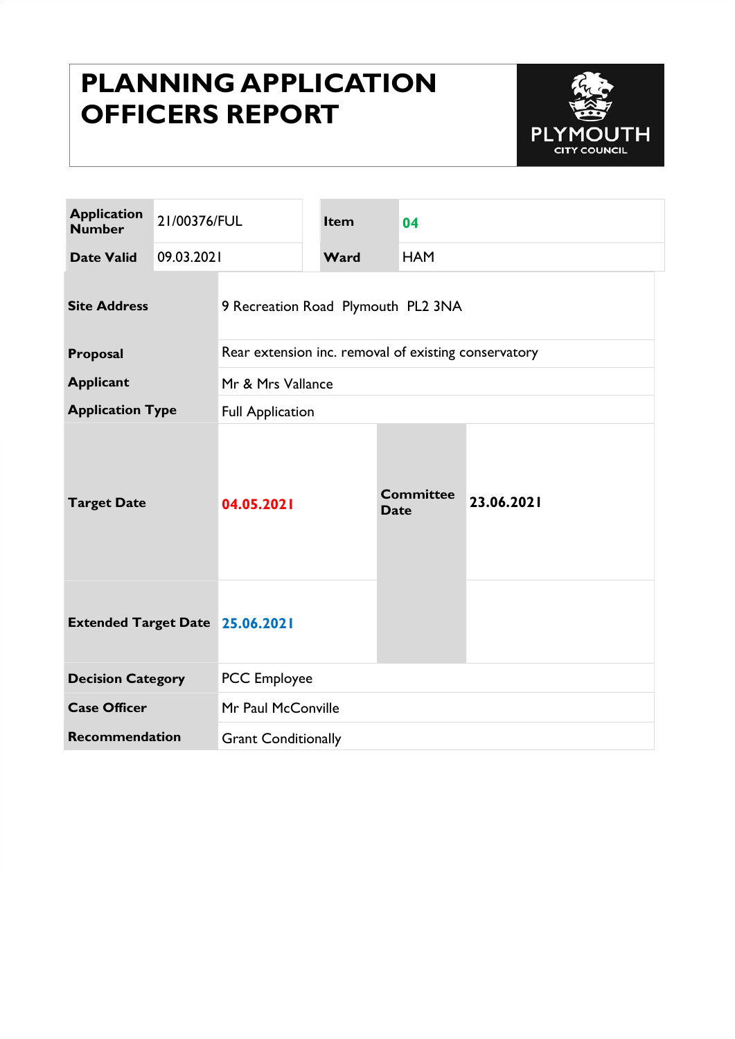# PLANNING APPLICATION OFFICERS REPORT

PLYMOUTH CITY COUNCIL

| Application Number | 21/00376/FUL | Item | 04 |
|---|---|---|---|
| Date Valid | 09.03.2021 | Ward | HAM |

| | | | |
|---|---|---|---|
| **Site Address** | 9 Recreation Road Plymouth PL2 3NA | | |
| **Proposal** | Rear extension inc. removal of existing conservatory | | |
| **Applicant** | Mr & Mrs Vallance | | |
| **Application Type** | Full Application | | |
| **Target Date** | 04.05.2021 | **Committee Date** | 23.06.2021 |
| **Extended Target Date** | 25.06.2021 | | |
| **Decision Category** | PCC Employee | | |
| **Case Officer** | Mr Paul McConville | | |
| **Recommendation** | Grant Conditionally | | |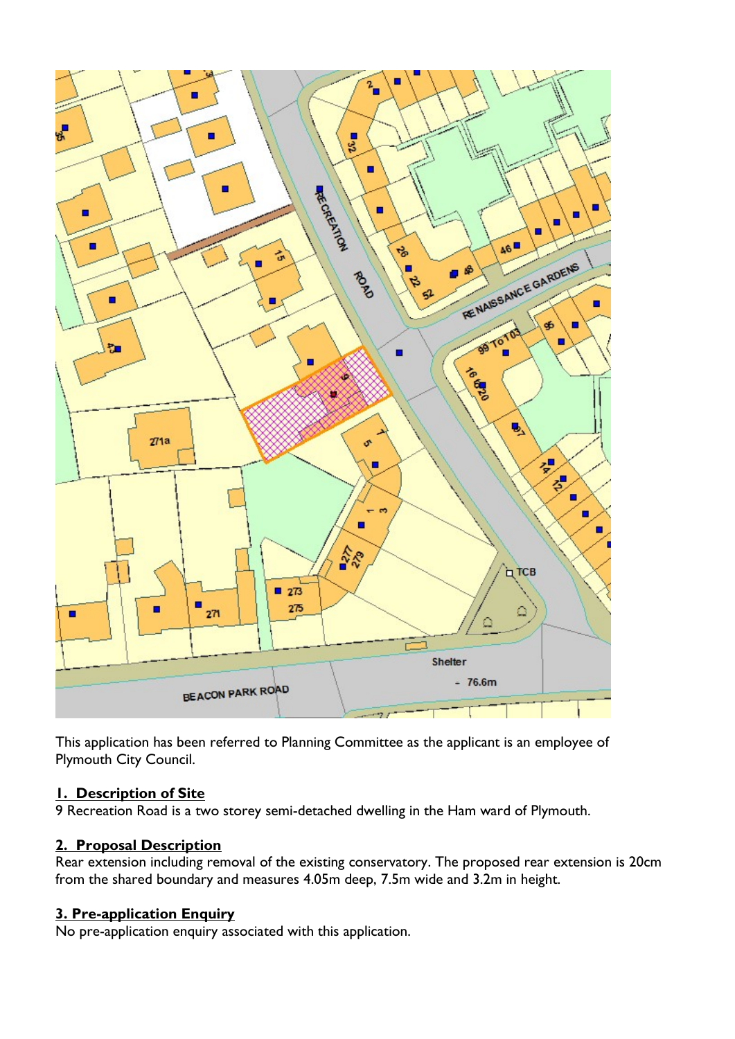This application has been referred to Planning Committee as the applicant is an employee of Plymouth City Council.

## 1. Description of Site

9 Recreation Road is a two storey semi-detached dwelling in the Ham ward of Plymouth.

## 2. Proposal Description

Rear extension including removal of the existing conservatory. The proposed rear extension is 20cm from the shared boundary and measures 4.05m deep, 7.5m wide and 3.2m in height.

## 3. Pre-application Enquiry

No pre-application enquiry associated with this application.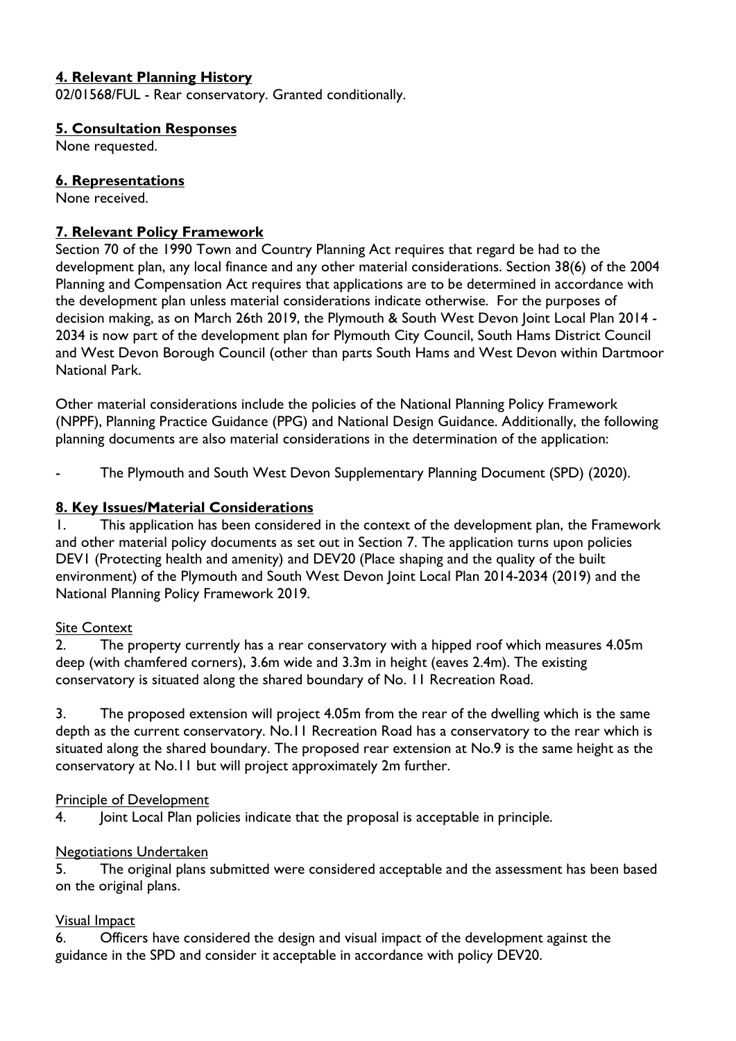## 4. Relevant Planning History

02/01568/FUL - Rear conservatory. Granted conditionally.

## 5. Consultation Responses

None requested.

## 6. Representations

None received.

## 7. Relevant Policy Framework

Section 70 of the 1990 Town and Country Planning Act requires that regard be had to the development plan, any local finance and any other material considerations. Section 38(6) of the 2004 Planning and Compensation Act requires that applications are to be determined in accordance with the development plan unless material considerations indicate otherwise. For the purposes of decision making, as on March 26th 2019, the Plymouth & South West Devon Joint Local Plan 2014 - 2034 is now part of the development plan for Plymouth City Council, South Hams District Council and West Devon Borough Council (other than parts South Hams and West Devon within Dartmoor National Park.

Other material considerations include the policies of the National Planning Policy Framework (NPPF), Planning Practice Guidance (PPG) and National Design Guidance. Additionally, the following planning documents are also material considerations in the determination of the application:

- The Plymouth and South West Devon Supplementary Planning Document (SPD) (2020).

## 8. Key Issues/Material Considerations

1. This application has been considered in the context of the development plan, the Framework and other material policy documents as set out in Section 7. The application turns upon policies DEV1 (Protecting health and amenity) and DEV20 (Place shaping and the quality of the built environment) of the Plymouth and South West Devon Joint Local Plan 2014-2034 (2019) and the National Planning Policy Framework 2019.

Site Context

2. The property currently has a rear conservatory with a hipped roof which measures 4.05m deep (with chamfered corners), 3.6m wide and 3.3m in height (eaves 2.4m). The existing conservatory is situated along the shared boundary of No. 11 Recreation Road.

3. The proposed extension will project 4.05m from the rear of the dwelling which is the same depth as the current conservatory. No.11 Recreation Road has a conservatory to the rear which is situated along the shared boundary. The proposed rear extension at No.9 is the same height as the conservatory at No.11 but will project approximately 2m further.

Principle of Development

4. Joint Local Plan policies indicate that the proposal is acceptable in principle.

Negotiations Undertaken

5. The original plans submitted were considered acceptable and the assessment has been based on the original plans.

Visual Impact

6. Officers have considered the design and visual impact of the development against the guidance in the SPD and consider it acceptable in accordance with policy DEV20.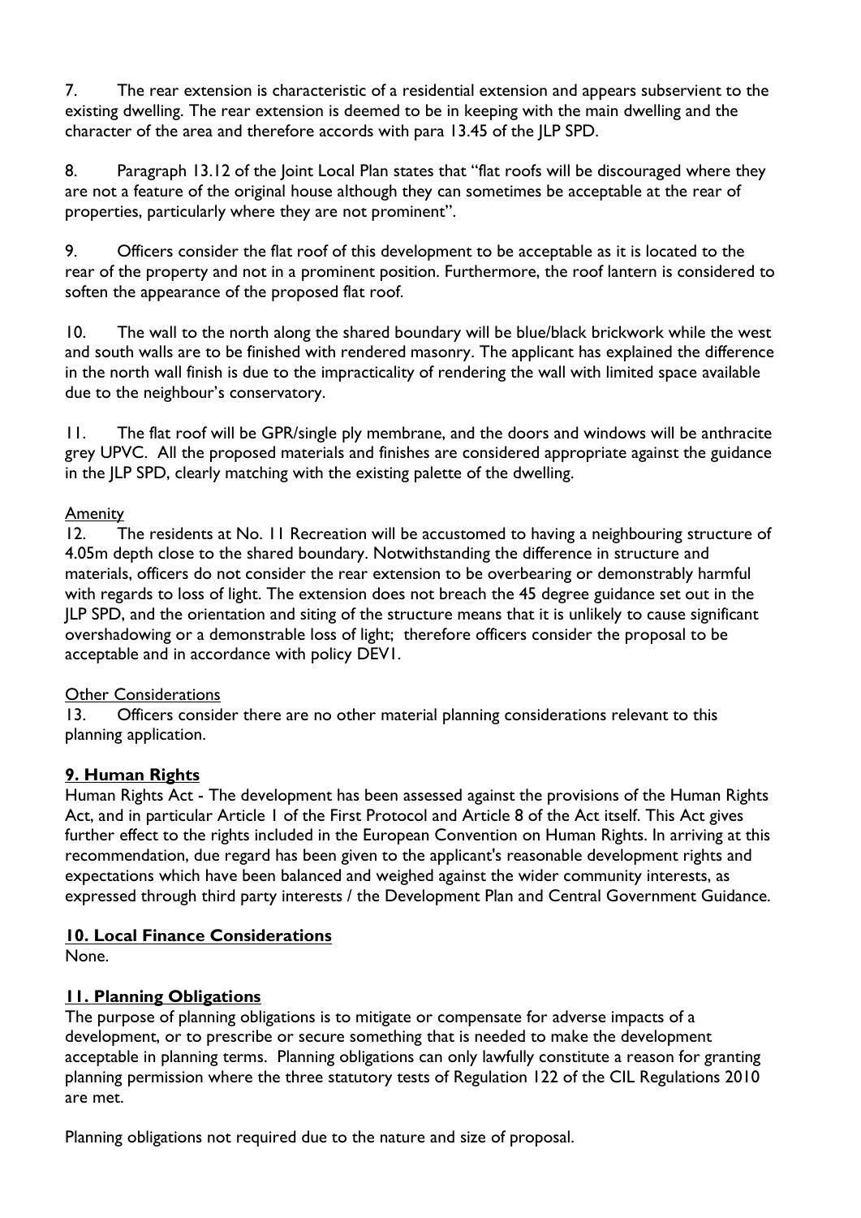7. The rear extension is characteristic of a residential extension and appears subservient to the existing dwelling. The rear extension is deemed to be in keeping with the main dwelling and the character of the area and therefore accords with para 13.45 of the JLP SPD.

8. Paragraph 13.12 of the Joint Local Plan states that "flat roofs will be discouraged where they are not a feature of the original house although they can sometimes be acceptable at the rear of properties, particularly where they are not prominent".

9. Officers consider the flat roof of this development to be acceptable as it is located to the rear of the property and not in a prominent position. Furthermore, the roof lantern is considered to soften the appearance of the proposed flat roof.

10. The wall to the north along the shared boundary will be blue/black brickwork while the west and south walls are to be finished with rendered masonry. The applicant has explained the difference in the north wall finish is due to the impracticality of rendering the wall with limited space available due to the neighbour's conservatory.

11. The flat roof will be GPR/single ply membrane, and the doors and windows will be anthracite grey UPVC. All the proposed materials and finishes are considered appropriate against the guidance in the JLP SPD, clearly matching with the existing palette of the dwelling.

Amenity

12. The residents at No. 11 Recreation will be accustomed to having a neighbouring structure of 4.05m depth close to the shared boundary. Notwithstanding the difference in structure and materials, officers do not consider the rear extension to be overbearing or demonstrably harmful with regards to loss of light. The extension does not breach the 45 degree guidance set out in the JLP SPD, and the orientation and siting of the structure means that it is unlikely to cause significant overshadowing or a demonstrable loss of light; therefore officers consider the proposal to be acceptable and in accordance with policy DEV1.

Other Considerations

13. Officers consider there are no other material planning considerations relevant to this planning application.

## 9. Human Rights

Human Rights Act - The development has been assessed against the provisions of the Human Rights Act, and in particular Article 1 of the First Protocol and Article 8 of the Act itself. This Act gives further effect to the rights included in the European Convention on Human Rights. In arriving at this recommendation, due regard has been given to the applicant's reasonable development rights and expectations which have been balanced and weighed against the wider community interests, as expressed through third party interests / the Development Plan and Central Government Guidance.

## 10. Local Finance Considerations

None.

## 11. Planning Obligations

The purpose of planning obligations is to mitigate or compensate for adverse impacts of a development, or to prescribe or secure something that is needed to make the development acceptable in planning terms. Planning obligations can only lawfully constitute a reason for granting planning permission where the three statutory tests of Regulation 122 of the CIL Regulations 2010 are met.

Planning obligations not required due to the nature and size of proposal.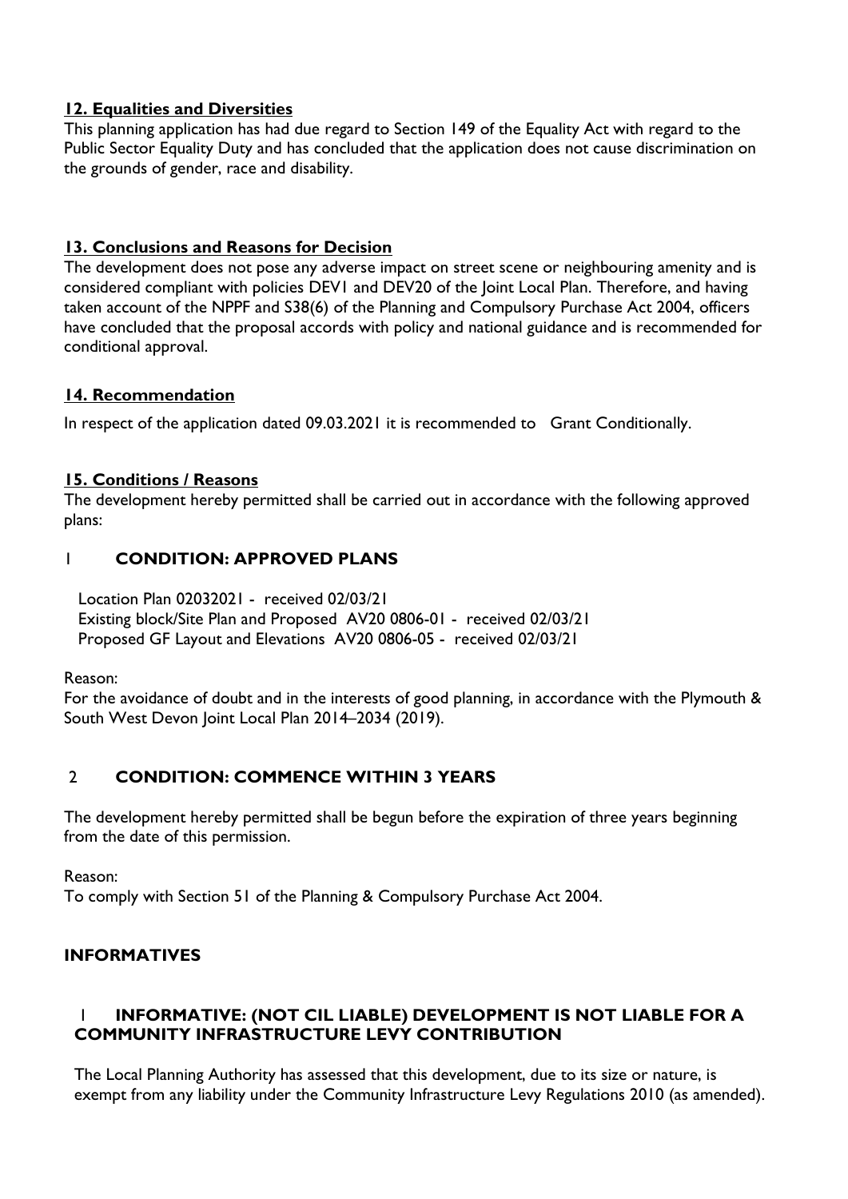## 12. Equalities and Diversities

This planning application has had due regard to Section 149 of the Equality Act with regard to the Public Sector Equality Duty and has concluded that the application does not cause discrimination on the grounds of gender, race and disability.

## 13. Conclusions and Reasons for Decision

The development does not pose any adverse impact on street scene or neighbouring amenity and is considered compliant with policies DEV1 and DEV20 of the Joint Local Plan. Therefore, and having taken account of the NPPF and S38(6) of the Planning and Compulsory Purchase Act 2004, officers have concluded that the proposal accords with policy and national guidance and is recommended for conditional approval.

## 14. Recommendation

In respect of the application dated 09.03.2021 it is recommended to Grant Conditionally.

## 15. Conditions / Reasons

The development hereby permitted shall be carried out in accordance with the following approved plans:

### 1 CONDITION: APPROVED PLANS

Location Plan 02032021 - received 02/03/21
Existing block/Site Plan and Proposed AV20 0806-01 - received 02/03/21
Proposed GF Layout and Elevations AV20 0806-05 - received 02/03/21

Reason:
For the avoidance of doubt and in the interests of good planning, in accordance with the Plymouth & South West Devon Joint Local Plan 2014–2034 (2019).

### 2 CONDITION: COMMENCE WITHIN 3 YEARS

The development hereby permitted shall be begun before the expiration of three years beginning from the date of this permission.

Reason:
To comply with Section 51 of the Planning & Compulsory Purchase Act 2004.

## INFORMATIVES

### 1 INFORMATIVE: (NOT CIL LIABLE) DEVELOPMENT IS NOT LIABLE FOR A COMMUNITY INFRASTRUCTURE LEVY CONTRIBUTION

The Local Planning Authority has assessed that this development, due to its size or nature, is exempt from any liability under the Community Infrastructure Levy Regulations 2010 (as amended).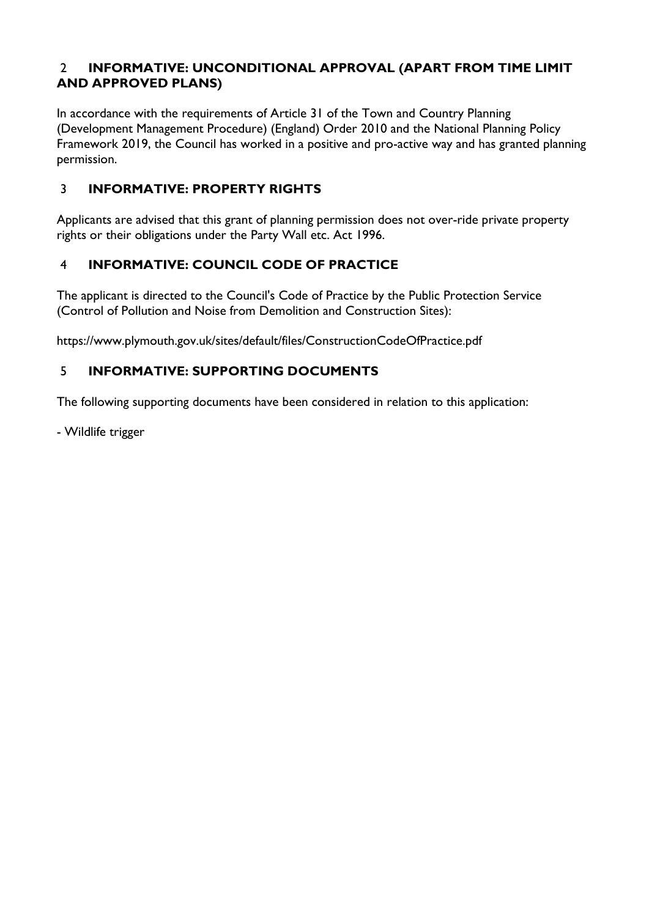## 2 INFORMATIVE: UNCONDITIONAL APPROVAL (APART FROM TIME LIMIT AND APPROVED PLANS)

In accordance with the requirements of Article 31 of the Town and Country Planning (Development Management Procedure) (England) Order 2010 and the National Planning Policy Framework 2019, the Council has worked in a positive and pro-active way and has granted planning permission.

## 3 INFORMATIVE: PROPERTY RIGHTS

Applicants are advised that this grant of planning permission does not over-ride private property rights or their obligations under the Party Wall etc. Act 1996.

## 4 INFORMATIVE: COUNCIL CODE OF PRACTICE

The applicant is directed to the Council's Code of Practice by the Public Protection Service (Control of Pollution and Noise from Demolition and Construction Sites):

https://www.plymouth.gov.uk/sites/default/files/ConstructionCodeOfPractice.pdf

## 5 INFORMATIVE: SUPPORTING DOCUMENTS

The following supporting documents have been considered in relation to this application:

- Wildlife trigger